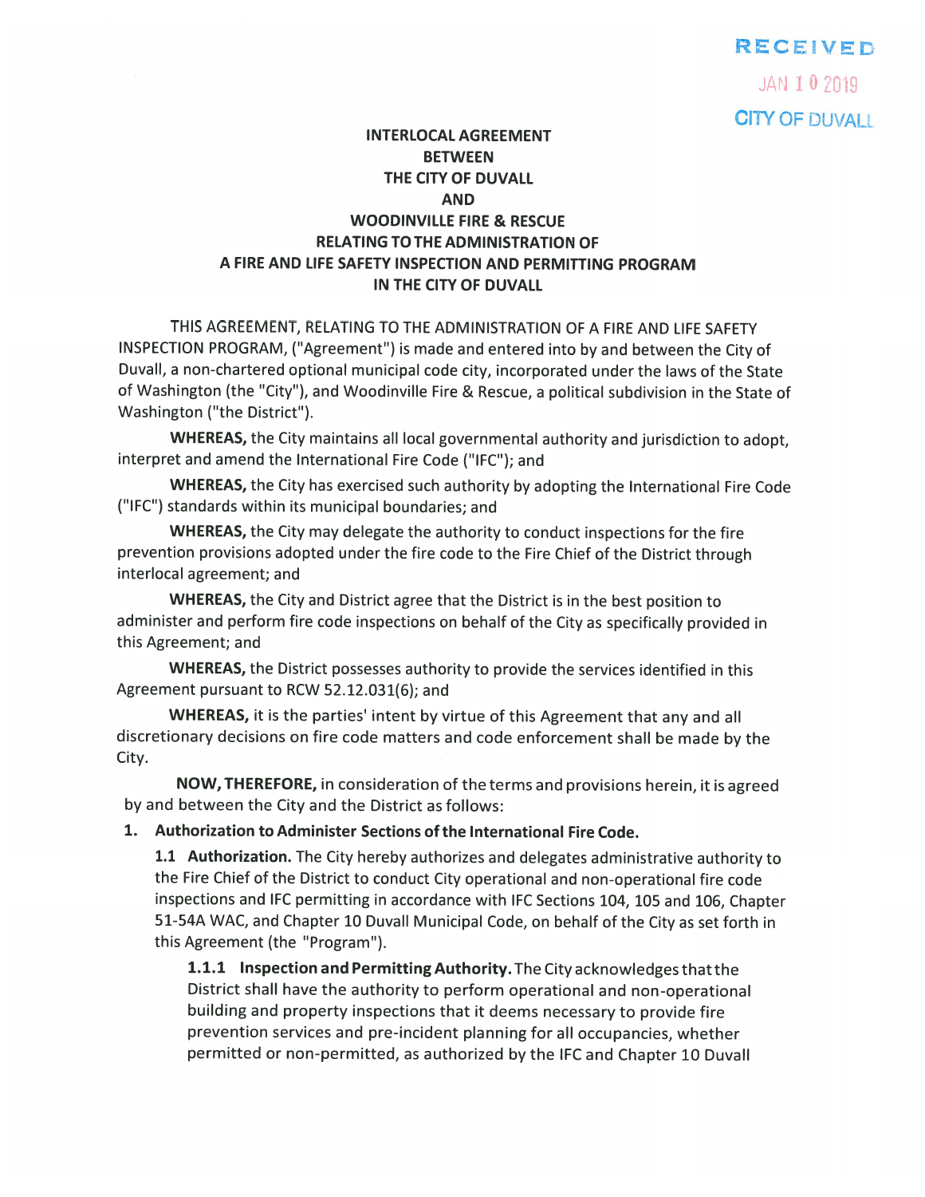RECEIVED

JAN 10 2019

CITY OF DUVALL

# INTERLOCAL AGREEMENT BETWEEN THE CITY OF DUVALL AND WOODINVILLE FIRE & RESCUE RELATING TO THE ADMINISTRATION OF A FIRE AND LIFE SAFETY INSPECTION AND PERMITTING PROGRAM IN THE CITY OF DUVALL

THIS AGREEMENT, RELATING TO THE ADMINISTRATION OF A FIRE AND LIFE SAFETY INSPECTION PROGRAM, ("Agreement") is made and entered into by and between the City of Duvall, a non-chartered optional municipal code city, incorporated under the laws of the State of Washington (the "City"), and Woodinville Fire & Rescue, a political subdivision in the State of Washington ("the District").

**WHEREAS,** the City maintains all local governmental authority and jurisdiction to adopt, interpret and amend the International Fire Code ("IFC"); and

**WHEREAS,** the City has exercised such authority by adopting the International Fire Code ("IFC") standards within its municipal boundaries; and

**WHEREAS,** the City may delegate the authority to conduct inspections for the fire prevention provisions adopted under the fire code to the Fire Chief of the District through interlocal agreement; and

**WHEREAS,** the City and District agree that the District is in the best position to administer and perform fire code inspections on behalf of the City as specifically provided in this Agreement; and

**WHEREAS,** the District possesses authority to provide the services identified in this Agreement pursuant to RCW 52.12.031(6); and

**WHEREAS,** it is the parties' intent by virtue of this Agreement that any and all discretionary decisions on fire code matters and code enforcement shall be made by the City.

**NOW, THEREFORE,** in consideration of the terms and provisions herein, it is agreed by and between the City and the District as follows:

**1. Authorization to Administer Sections of the International Fire Code.**

**1.1 Authorization.** The City hereby authorizes and delegates administrative authority to the Fire Chief of the District to conduct City operational and non-operational fire code inspections and IFC permitting in accordance with IFC Sections 104, 105 and 106, Chapter 51-54A WAC, and Chapter 10 Duvall Municipal Code, on behalf of the City as set forth in this Agreement (the "Program").

**1.1.1 Inspection and Permitting Authority.** The City acknowledges that the District shall have the authority to perform operational and non-operational building and property inspections that it deems necessary to provide fire prevention services and pre-incident planning for all occupancies, whether permitted or non-permitted, as authorized by the IFC and Chapter 10 Duvall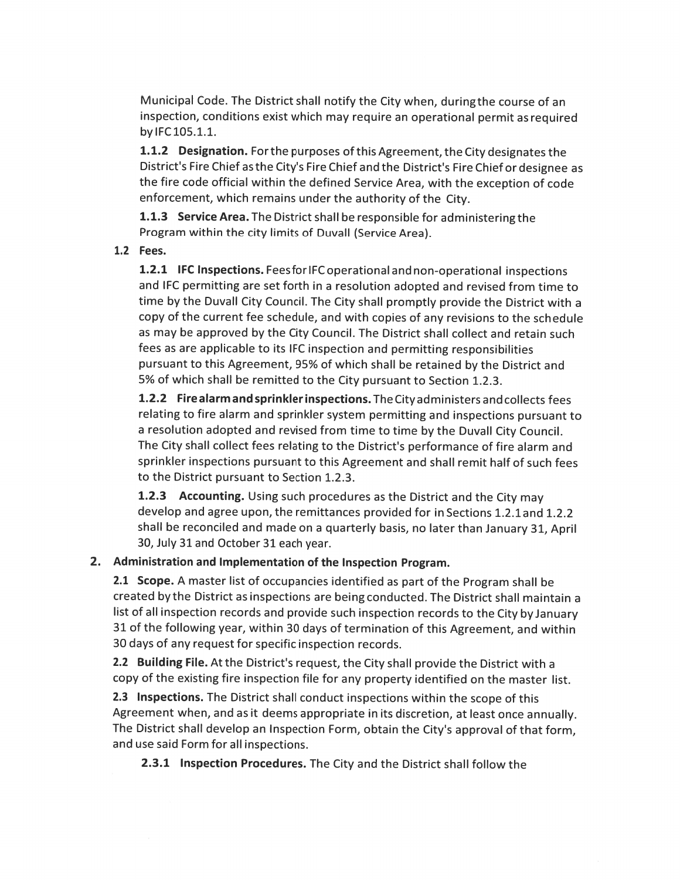Municipal Code. The District shall notify the City when, during the course of an inspection, conditions exist which may require an operational permit as required by IFC 105.1.1.

**1.1.2 Designation.** For the purposes of this Agreement, the City designates the District's Fire Chief as the City's Fire Chief and the District's Fire Chief or designee as the fire code official within the defined Service Area, with the exception of code enforcement, which remains under the authority of the City.

**1.1.3 Service Area.** The District shall be responsible for administering the Program within the city limits of Duvall (Service Area).

**1.2 Fees.**

**1.2.1 IFC Inspections.** Fees for IFC operational and non-operational inspections and IFC permitting are set forth in a resolution adopted and revised from time to time by the Duvall City Council. The City shall promptly provide the District with a copy of the current fee schedule, and with copies of any revisions to the schedule as may be approved by the City Council. The District shall collect and retain such fees as are applicable to its IFC inspection and permitting responsibilities pursuant to this Agreement, 95% of which shall be retained by the District and 5% of which shall be remitted to the City pursuant to Section 1.2.3.

**1.2.2 Fire alarm and sprinkler inspections.** The City administers and collects fees relating to fire alarm and sprinkler system permitting and inspections pursuant to a resolution adopted and revised from time to time by the Duvall City Council. The City shall collect fees relating to the District's performance of fire alarm and sprinkler inspections pursuant to this Agreement and shall remit half of such fees to the District pursuant to Section 1.2.3.

**1.2.3 Accounting.** Using such procedures as the District and the City may develop and agree upon, the remittances provided for in Sections 1.2.1 and 1.2.2 shall be reconciled and made on a quarterly basis, no later than January 31, April 30, July 31 and October 31 each year.

**2. Administration and Implementation of the Inspection Program.**

**2.1 Scope.** A master list of occupancies identified as part of the Program shall be created by the District as inspections are being conducted. The District shall maintain a list of all inspection records and provide such inspection records to the City by January 31 of the following year, within 30 days of termination of this Agreement, and within 30 days of any request for specific inspection records.

**2.2 Building File.** At the District's request, the City shall provide the District with a copy of the existing fire inspection file for any property identified on the master list.

**2.3 Inspections.** The District shall conduct inspections within the scope of this Agreement when, and as it deems appropriate in its discretion, at least once annually. The District shall develop an Inspection Form, obtain the City's approval of that form, and use said Form for all inspections.

**2.3.1 Inspection Procedures.** The City and the District shall follow the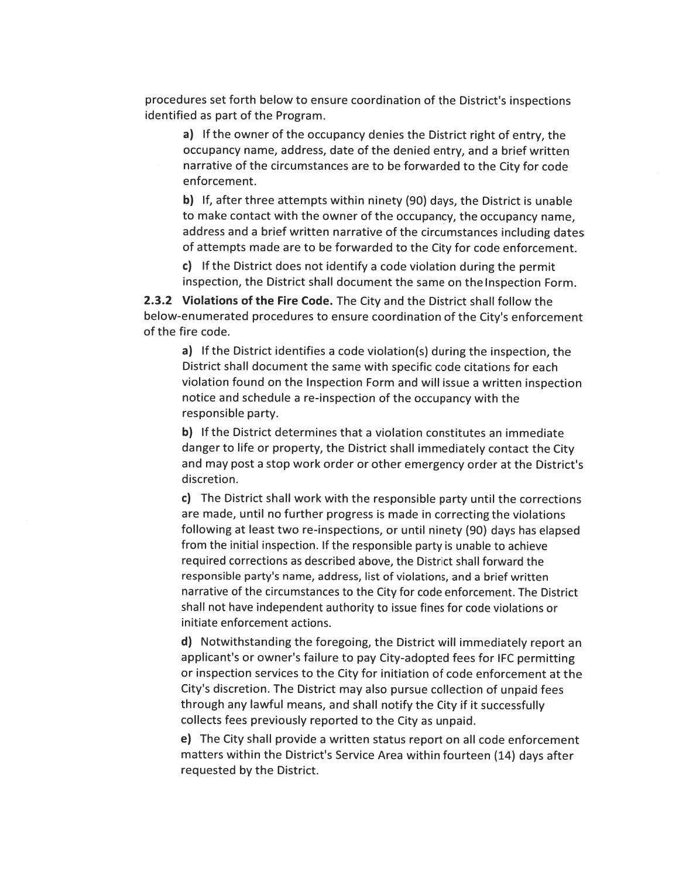procedures set forth below to ensure coordination of the District's inspections identified as part of the Program.

**a)** If the owner of the occupancy denies the District right of entry, the occupancy name, address, date of the denied entry, and a brief written narrative of the circumstances are to be forwarded to the City for code enforcement.

**b)** If, after three attempts within ninety (90) days, the District is unable to make contact with the owner of the occupancy, the occupancy name, address and a brief written narrative of the circumstances including dates of attempts made are to be forwarded to the City for code enforcement.

**c)** If the District does not identify a code violation during the permit inspection, the District shall document the same on the Inspection Form.

**2.3.2 Violations of the Fire Code.** The City and the District shall follow the below-enumerated procedures to ensure coordination of the City's enforcement of the fire code.

**a)** If the District identifies a code violation(s) during the inspection, the District shall document the same with specific code citations for each violation found on the Inspection Form and will issue a written inspection notice and schedule a re-inspection of the occupancy with the responsible party.

**b)** If the District determines that a violation constitutes an immediate danger to life or property, the District shall immediately contact the City and may post a stop work order or other emergency order at the District's discretion.

**c)** The District shall work with the responsible party until the corrections are made, until no further progress is made in correcting the violations following at least two re-inspections, or until ninety (90) days has elapsed from the initial inspection. If the responsible party is unable to achieve required corrections as described above, the District shall forward the responsible party's name, address, list of violations, and a brief written narrative of the circumstances to the City for code enforcement. The District shall not have independent authority to issue fines for code violations or initiate enforcement actions.

**d)** Notwithstanding the foregoing, the District will immediately report an applicant's or owner's failure to pay City-adopted fees for IFC permitting or inspection services to the City for initiation of code enforcement at the City's discretion. The District may also pursue collection of unpaid fees through any lawful means, and shall notify the City if it successfully collects fees previously reported to the City as unpaid.

**e)** The City shall provide a written status report on all code enforcement matters within the District's Service Area within fourteen (14) days after requested by the District.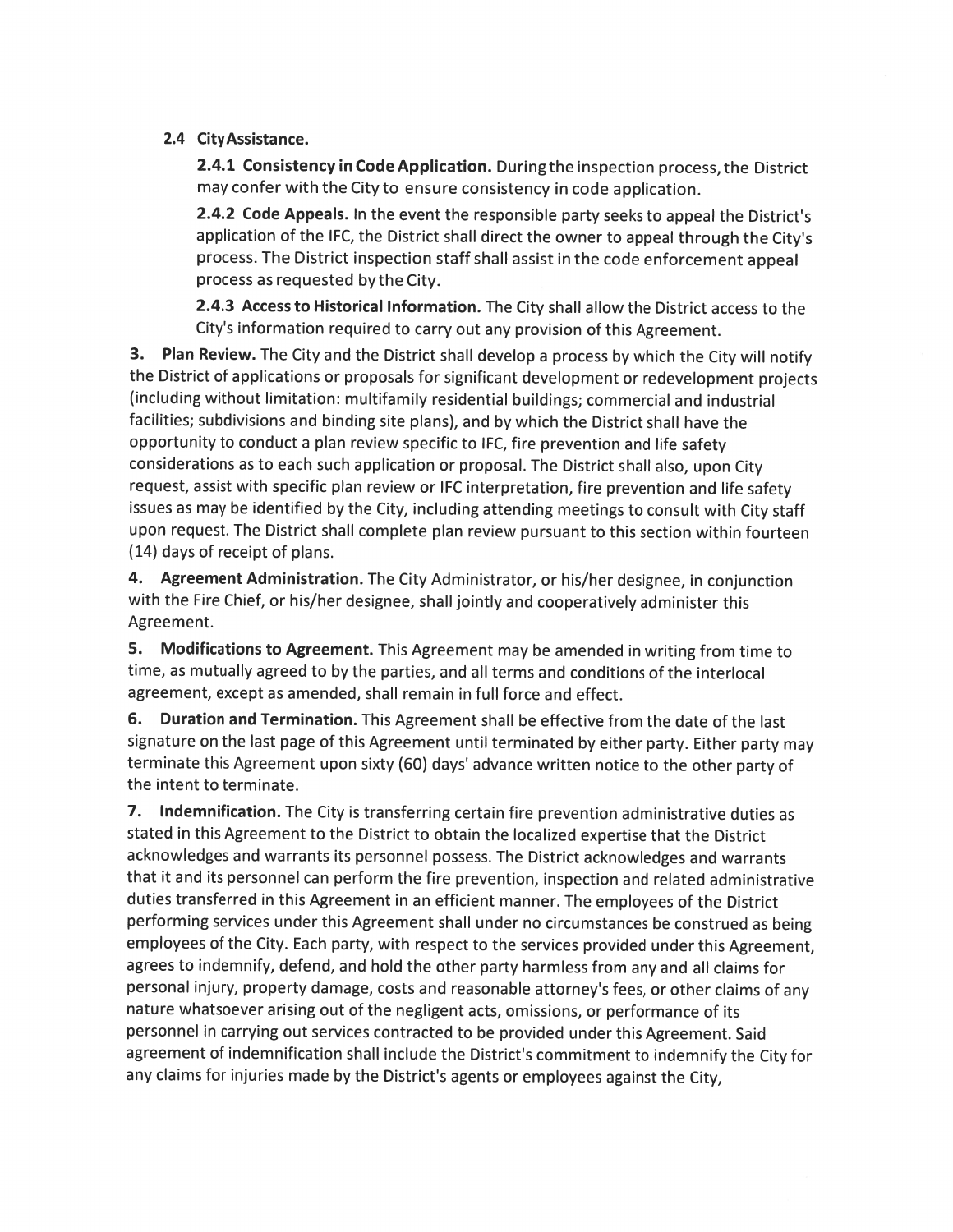**2.4 City Assistance.**

**2.4.1 Consistency in Code Application.** During the inspection process, the District may confer with the City to ensure consistency in code application.

**2.4.2 Code Appeals.** In the event the responsible party seeks to appeal the District's application of the IFC, the District shall direct the owner to appeal through the City's process. The District inspection staff shall assist in the code enforcement appeal process as requested by the City.

**2.4.3 Access to Historical Information.** The City shall allow the District access to the City's information required to carry out any provision of this Agreement.

**3. Plan Review.** The City and the District shall develop a process by which the City will notify the District of applications or proposals for significant development or redevelopment projects (including without limitation: multifamily residential buildings; commercial and industrial facilities; subdivisions and binding site plans), and by which the District shall have the opportunity to conduct a plan review specific to IFC, fire prevention and life safety considerations as to each such application or proposal. The District shall also, upon City request, assist with specific plan review or IFC interpretation, fire prevention and life safety issues as may be identified by the City, including attending meetings to consult with City staff upon request. The District shall complete plan review pursuant to this section within fourteen (14) days of receipt of plans.

**4. Agreement Administration.** The City Administrator, or his/her designee, in conjunction with the Fire Chief, or his/her designee, shall jointly and cooperatively administer this Agreement.

**5. Modifications to Agreement.** This Agreement may be amended in writing from time to time, as mutually agreed to by the parties, and all terms and conditions of the interlocal agreement, except as amended, shall remain in full force and effect.

**6. Duration and Termination.** This Agreement shall be effective from the date of the last signature on the last page of this Agreement until terminated by either party. Either party may terminate this Agreement upon sixty (60) days' advance written notice to the other party of the intent to terminate.

**7. Indemnification.** The City is transferring certain fire prevention administrative duties as stated in this Agreement to the District to obtain the localized expertise that the District acknowledges and warrants its personnel possess. The District acknowledges and warrants that it and its personnel can perform the fire prevention, inspection and related administrative duties transferred in this Agreement in an efficient manner. The employees of the District performing services under this Agreement shall under no circumstances be construed as being employees of the City. Each party, with respect to the services provided under this Agreement, agrees to indemnify, defend, and hold the other party harmless from any and all claims for personal injury, property damage, costs and reasonable attorney's fees, or other claims of any nature whatsoever arising out of the negligent acts, omissions, or performance of its personnel in carrying out services contracted to be provided under this Agreement. Said agreement of indemnification shall include the District's commitment to indemnify the City for any claims for injuries made by the District's agents or employees against the City,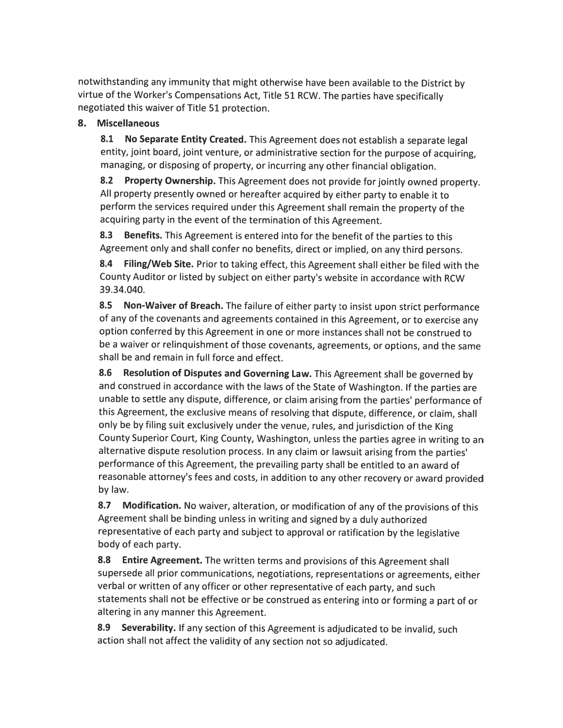notwithstanding any immunity that might otherwise have been available to the District by virtue of the Worker's Compensations Act, Title 51 RCW. The parties have specifically negotiated this waiver of Title 51 protection.

## 8. Miscellaneous

**8.1 No Separate Entity Created.** This Agreement does not establish a separate legal entity, joint board, joint venture, or administrative section for the purpose of acquiring, managing, or disposing of property, or incurring any other financial obligation.

**8.2 Property Ownership.** This Agreement does not provide for jointly owned property. All property presently owned or hereafter acquired by either party to enable it to perform the services required under this Agreement shall remain the property of the acquiring party in the event of the termination of this Agreement.

**8.3 Benefits.** This Agreement is entered into for the benefit of the parties to this Agreement only and shall confer no benefits, direct or implied, on any third persons.

**8.4 Filing/Web Site.** Prior to taking effect, this Agreement shall either be filed with the County Auditor or listed by subject on either party's website in accordance with RCW 39.34.040.

**8.5 Non-Waiver of Breach.** The failure of either party to insist upon strict performance of any of the covenants and agreements contained in this Agreement, or to exercise any option conferred by this Agreement in one or more instances shall not be construed to be a waiver or relinquishment of those covenants, agreements, or options, and the same shall be and remain in full force and effect.

**8.6 Resolution of Disputes and Governing Law.** This Agreement shall be governed by and construed in accordance with the laws of the State of Washington. If the parties are unable to settle any dispute, difference, or claim arising from the parties' performance of this Agreement, the exclusive means of resolving that dispute, difference, or claim, shall only be by filing suit exclusively under the venue, rules, and jurisdiction of the King County Superior Court, King County, Washington, unless the parties agree in writing to an alternative dispute resolution process. In any claim or lawsuit arising from the parties' performance of this Agreement, the prevailing party shall be entitled to an award of reasonable attorney's fees and costs, in addition to any other recovery or award provided by law.

**8.7 Modification.** No waiver, alteration, or modification of any of the provisions of this Agreement shall be binding unless in writing and signed by a duly authorized representative of each party and subject to approval or ratification by the legislative body of each party.

**8.8 Entire Agreement.** The written terms and provisions of this Agreement shall supersede all prior communications, negotiations, representations or agreements, either verbal or written of any officer or other representative of each party, and such statements shall not be effective or be construed as entering into or forming a part of or altering in any manner this Agreement.

**8.9 Severability.** If any section of this Agreement is adjudicated to be invalid, such action shall not affect the validity of any section not so adjudicated.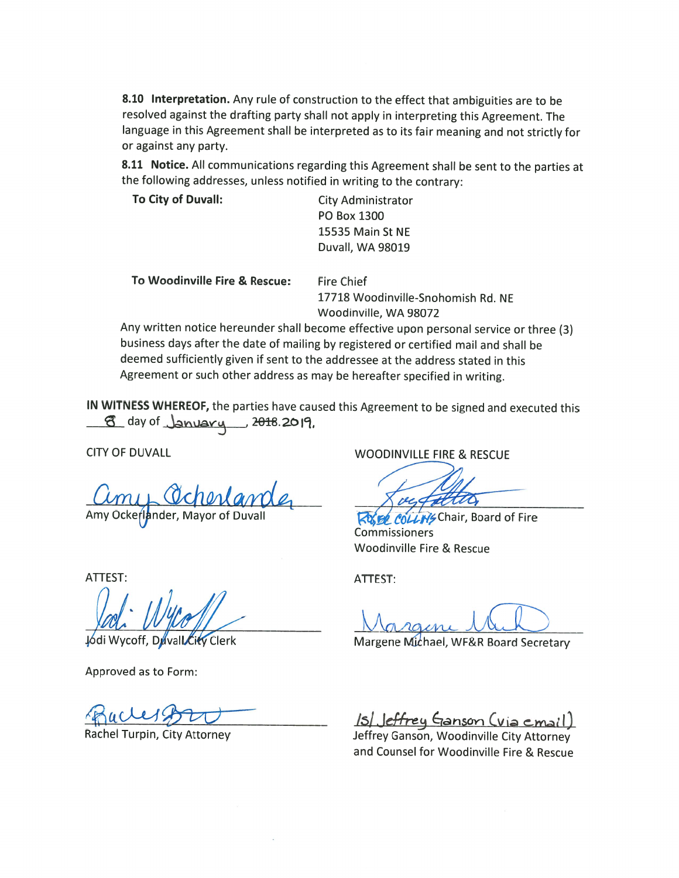**8.10 Interpretation.** Any rule of construction to the effect that ambiguities are to be resolved against the drafting party shall not apply in interpreting this Agreement. The language in this Agreement shall be interpreted as to its fair meaning and not strictly for or against any party.

**8.11 Notice.** All communications regarding this Agreement shall be sent to the parties at the following addresses, unless notified in writing to the contrary:

| | |
|---|---|
| **To City of Duvall:** | City Administrator<br>PO Box 1300<br>15535 Main St NE<br>Duvall, WA 98019 |
| **To Woodinville Fire & Rescue:** | Fire Chief<br>17718 Woodinville-Snohomish Rd. NE<br>Woodinville, WA 98072 |

Any written notice hereunder shall become effective upon personal service or three (3) business days after the date of mailing by registered or certified mail and shall be deemed sufficiently given if sent to the addressee at the address stated in this Agreement or such other address as may be hereafter specified in writing.

**IN WITNESS WHEREOF,** the parties have caused this Agreement to be signed and executed this 8 day of January, ~~2018~~ 2019.

CITY OF DUVALL

Amy Ockerlander, Mayor of Duvall

ATTEST:

Jodi Wycoff, Duvall City Clerk

Approved as to Form:

Rachel Turpin, City Attorney

WOODINVILLE FIRE & RESCUE

ROGER COLLINS Chair, Board of Fire Commissioners
Woodinville Fire & Rescue

ATTEST:

Margene Michael, WF&R Board Secretary

/s/ Jeffrey Ganson (via email)
Jeffrey Ganson, Woodinville City Attorney and Counsel for Woodinville Fire & Rescue